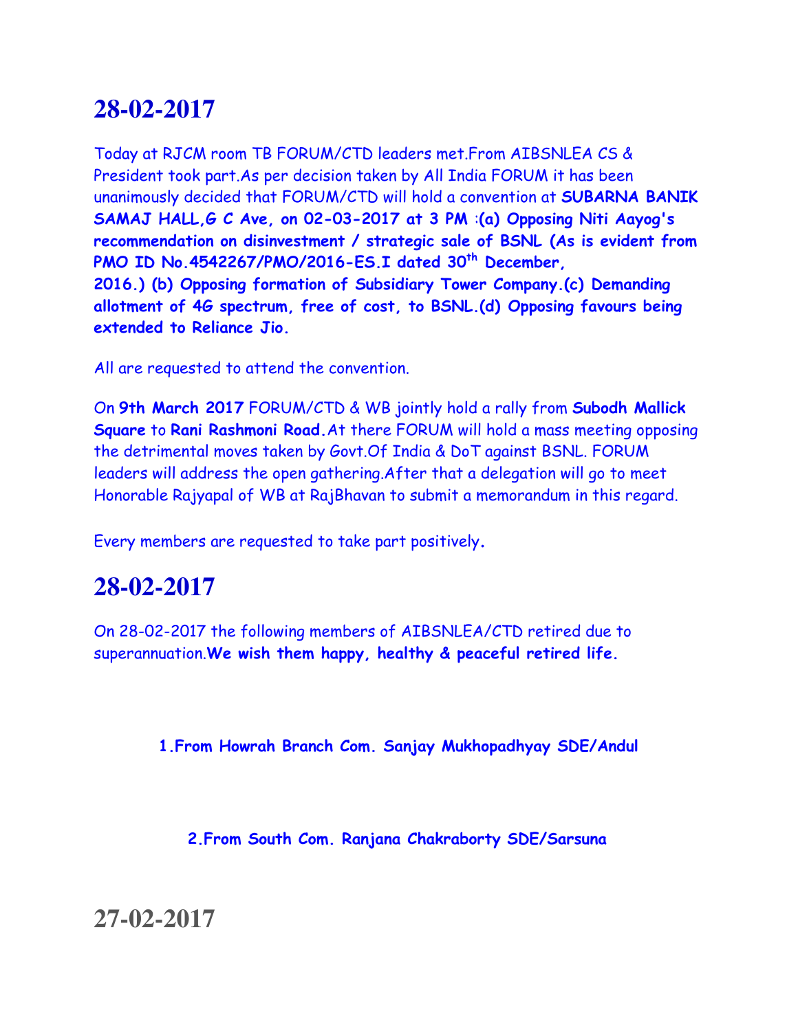# 28-02-2017

Today at RJCM room TB FORUM/CTD leaders met.From AIBSNLEA CS & President took part.As per decision taken by All India FORUM it has been unanimously decided that FORUM/CTD will hold a convention at **SUBARNA BANIK SAMAJ HALL,G C Ave, on 02-03-2017 at 3 PM** :**(a) Opposing Niti Aayog's recommendation on disinvestment / strategic sale of BSNL (As is evident from PMO ID No.4542267/PMO/2016-ES.I dated 30th December, 2016.) (b) Opposing formation of Subsidiary Tower Company.(c) Demanding allotment of 4G spectrum, free of cost, to BSNL.(d) Opposing favours being extended to Reliance Jio.**

All are requested to attend the convention.

On **9th March 2017** FORUM/CTD & WB jointly hold a rally from **Subodh Mallick Square** to **Rani Rashmoni Road.**At there FORUM will hold a mass meeting opposing the detrimental moves taken by Govt.Of India & DoT against BSNL. FORUM leaders will address the open gathering.After that a delegation will go to meet Honorable Rajyapal of WB at RajBhavan to submit a memorandum in this regard.

Every members are requested to take part positively**.**

# 28-02-2017

On 28-02-2017 the following members of AIBSNLEA/CTD retired due to superannuation.**We wish them happy, healthy & peaceful retired life.**

**1.From Howrah Branch Com. Sanjay Mukhopadhyay SDE/Andul**

**2.From South Com. Ranjana Chakraborty SDE/Sarsuna**

# 27-02-2017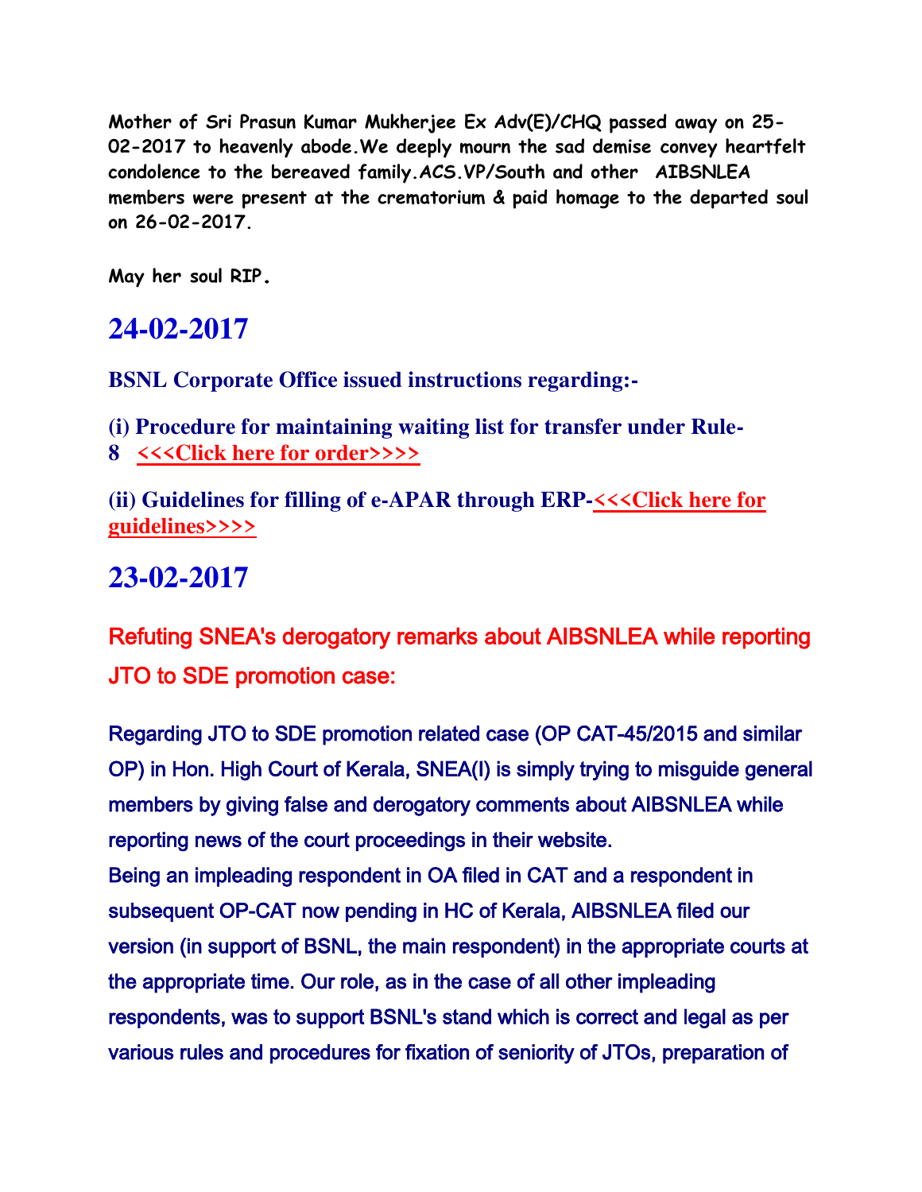**Mother of Sri Prasun Kumar Mukherjee Ex Adv(E)/CHQ passed away on 25-02-2017 to heavenly abode.We deeply mourn the sad demise convey heartfelt condolence to the bereaved family.ACS.VP/South and other AIBSNLEA members were present at the crematorium & paid homage to the departed soul on 26-02-2017.**

**May her soul RIP.**

## 24-02-2017

**BSNL Corporate Office issued instructions regarding:-**

**(i) Procedure for maintaining waiting list for transfer under Rule-8 <<<Click here for order>>>>**

**(ii) Guidelines for filling of e-APAR through ERP-<<<Click here for guidelines>>>>**

## 23-02-2017

### Refuting SNEA's derogatory remarks about AIBSNLEA while reporting JTO to SDE promotion case:

Regarding JTO to SDE promotion related case (OP CAT-45/2015 and similar OP) in Hon. High Court of Kerala, SNEA(I) is simply trying to misguide general members by giving false and derogatory comments about AIBSNLEA while reporting news of the court proceedings in their website.
Being an impleading respondent in OA filed in CAT and a respondent in subsequent OP-CAT now pending in HC of Kerala, AIBSNLEA filed our version (in support of BSNL, the main respondent) in the appropriate courts at the appropriate time. Our role, as in the case of all other impleading respondents, was to support BSNL's stand which is correct and legal as per various rules and procedures for fixation of seniority of JTOs, preparation of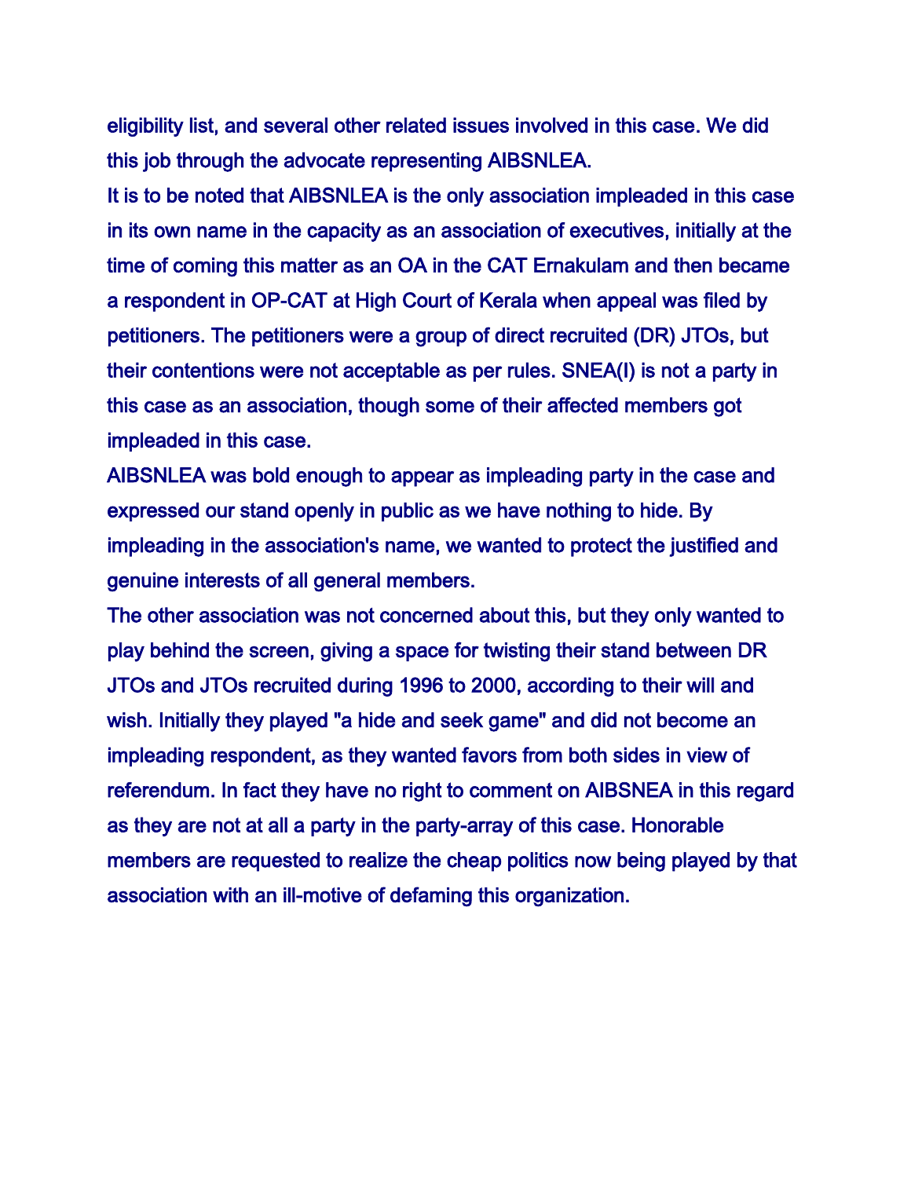eligibility list, and several other related issues involved in this case. We did this job through the advocate representing AIBSNLEA.

It is to be noted that AIBSNLEA is the only association impleaded in this case in its own name in the capacity as an association of executives, initially at the time of coming this matter as an OA in the CAT Ernakulam and then became a respondent in OP-CAT at High Court of Kerala when appeal was filed by petitioners. The petitioners were a group of direct recruited (DR) JTOs, but their contentions were not acceptable as per rules. SNEA(I) is not a party in this case as an association, though some of their affected members got impleaded in this case.

AIBSNLEA was bold enough to appear as impleading party in the case and expressed our stand openly in public as we have nothing to hide. By impleading in the association's name, we wanted to protect the justified and genuine interests of all general members.

The other association was not concerned about this, but they only wanted to play behind the screen, giving a space for twisting their stand between DR JTOs and JTOs recruited during 1996 to 2000, according to their will and wish. Initially they played "a hide and seek game" and did not become an impleading respondent, as they wanted favors from both sides in view of referendum. In fact they have no right to comment on AIBSNEA in this regard as they are not at all a party in the party-array of this case. Honorable members are requested to realize the cheap politics now being played by that association with an ill-motive of defaming this organization.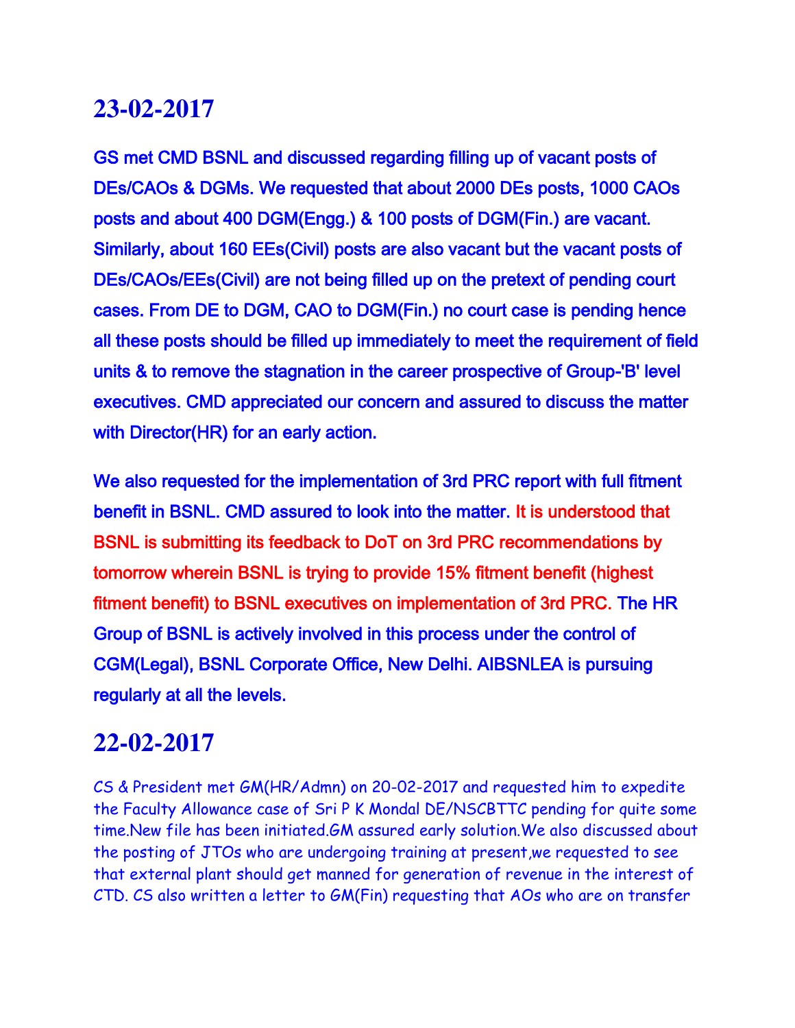## 23-02-2017

GS met CMD BSNL and discussed regarding filling up of vacant posts of DEs/CAOs & DGMs. We requested that about 2000 DEs posts, 1000 CAOs posts and about 400 DGM(Engg.) & 100 posts of DGM(Fin.) are vacant. Similarly, about 160 EEs(Civil) posts are also vacant but the vacant posts of DEs/CAOs/EEs(Civil) are not being filled up on the pretext of pending court cases. From DE to DGM, CAO to DGM(Fin.) no court case is pending hence all these posts should be filled up immediately to meet the requirement of field units & to remove the stagnation in the career prospective of Group-'B' level executives. CMD appreciated our concern and assured to discuss the matter with Director(HR) for an early action.

We also requested for the implementation of 3rd PRC report with full fitment benefit in BSNL. CMD assured to look into the matter. It is understood that BSNL is submitting its feedback to DoT on 3rd PRC recommendations by tomorrow wherein BSNL is trying to provide 15% fitment benefit (highest fitment benefit) to BSNL executives on implementation of 3rd PRC. The HR Group of BSNL is actively involved in this process under the control of CGM(Legal), BSNL Corporate Office, New Delhi. AIBSNLEA is pursuing regularly at all the levels.

## 22-02-2017

CS & President met GM(HR/Admn) on 20-02-2017 and requested him to expedite the Faculty Allowance case of Sri P K Mondal DE/NSCBTTC pending for quite some time.New file has been initiated.GM assured early solution.We also discussed about the posting of JTOs who are undergoing training at present,we requested to see that external plant should get manned for generation of revenue in the interest of CTD. CS also written a letter to GM(Fin) requesting that AOs who are on transfer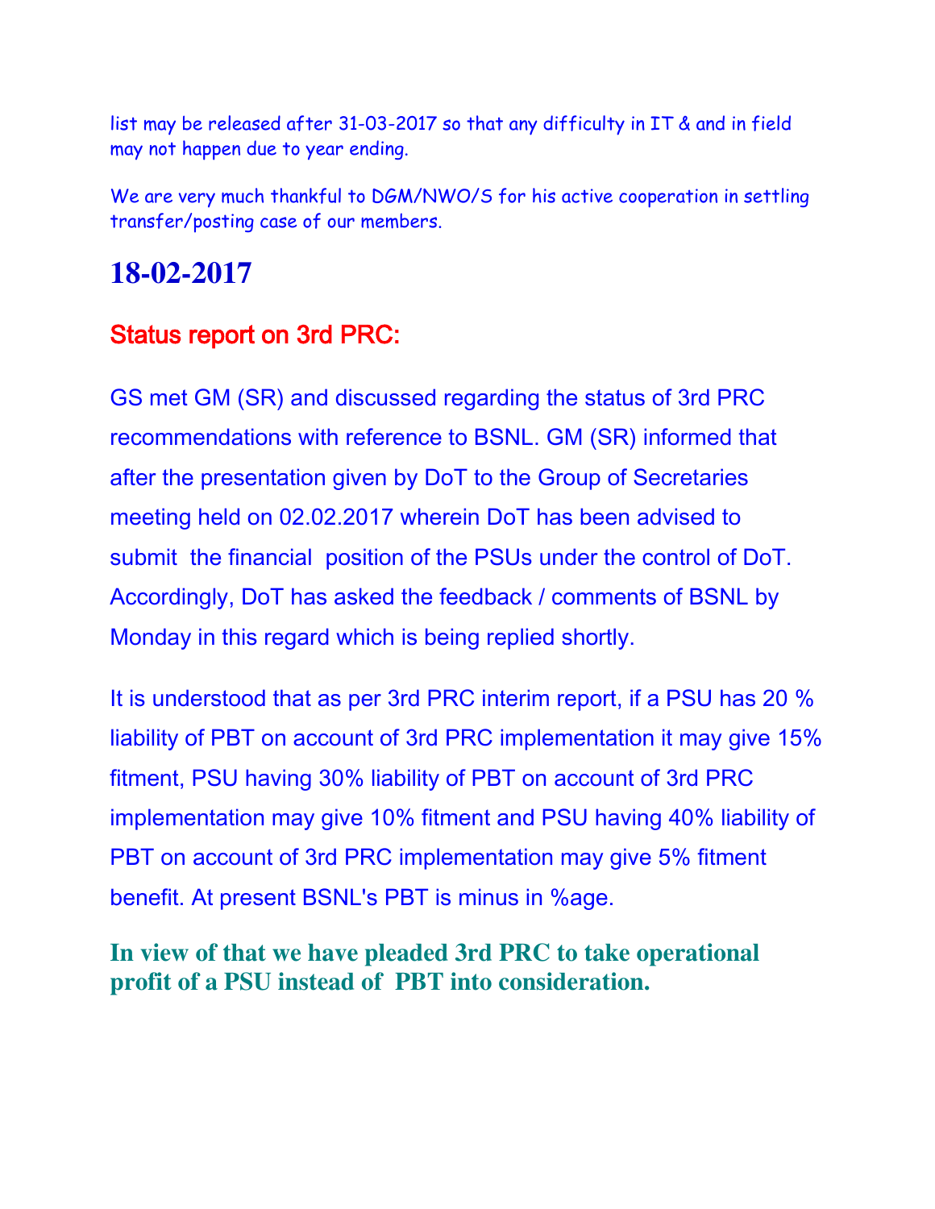list may be released after 31-03-2017 so that any difficulty in IT & and in field may not happen due to year ending.

We are very much thankful to DGM/NWO/S for his active cooperation in settling transfer/posting case of our members.

## 18-02-2017

### Status report on 3rd PRC:

GS met GM (SR) and discussed regarding the status of 3rd PRC recommendations with reference to BSNL. GM (SR) informed that after the presentation given by DoT to the Group of Secretaries meeting held on 02.02.2017 wherein DoT has been advised to submit the financial position of the PSUs under the control of DoT. Accordingly, DoT has asked the feedback / comments of BSNL by Monday in this regard which is being replied shortly.

It is understood that as per 3rd PRC interim report, if a PSU has 20 % liability of PBT on account of 3rd PRC implementation it may give 15% fitment, PSU having 30% liability of PBT on account of 3rd PRC implementation may give 10% fitment and PSU having 40% liability of PBT on account of 3rd PRC implementation may give 5% fitment benefit. At present BSNL's PBT is minus in %age.

**In view of that we have pleaded 3rd PRC to take operational profit of a PSU instead of PBT into consideration.**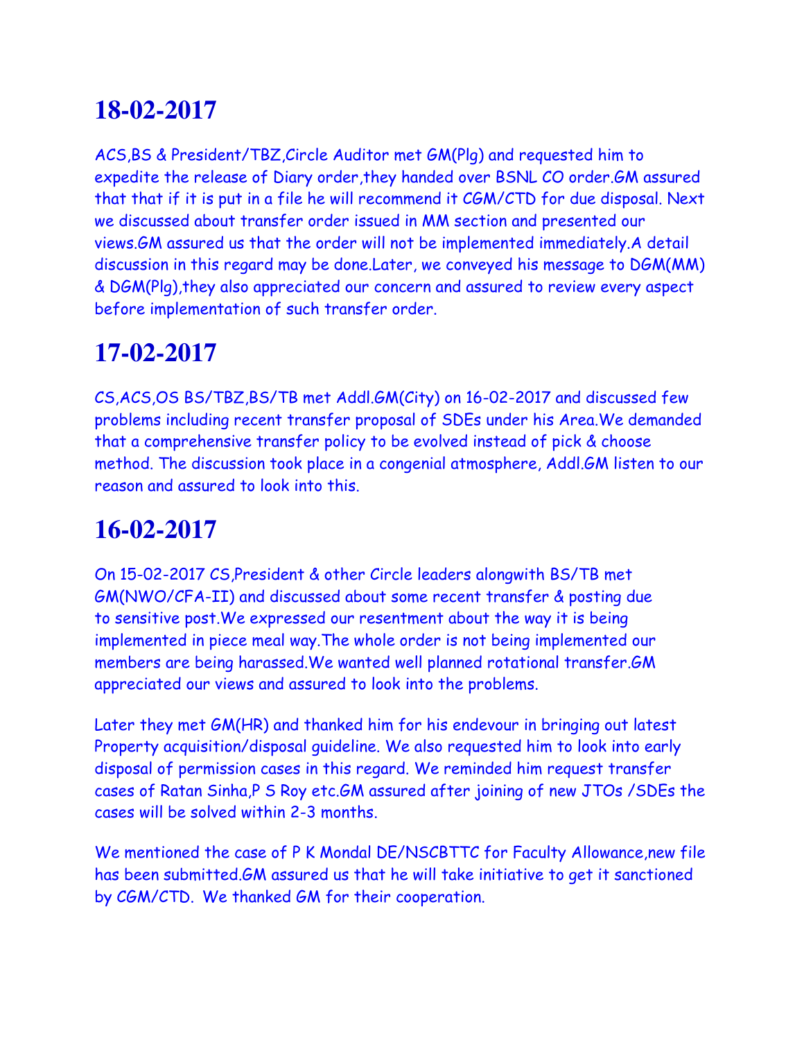# 18-02-2017

ACS,BS & President/TBZ,Circle Auditor met GM(Plg) and requested him to expedite the release of Diary order,they handed over BSNL CO order.GM assured that that if it is put in a file he will recommend it CGM/CTD for due disposal. Next we discussed about transfer order issued in MM section and presented our views.GM assured us that the order will not be implemented immediately.A detail discussion in this regard may be done.Later, we conveyed his message to DGM(MM) & DGM(Plg),they also appreciated our concern and assured to review every aspect before implementation of such transfer order.

# 17-02-2017

CS,ACS,OS BS/TBZ,BS/TB met Addl.GM(City) on 16-02-2017 and discussed few problems including recent transfer proposal of SDEs under his Area.We demanded that a comprehensive transfer policy to be evolved instead of pick & choose method. The discussion took place in a congenial atmosphere, Addl.GM listen to our reason and assured to look into this.

# 16-02-2017

On 15-02-2017 CS,President & other Circle leaders alongwith BS/TB met GM(NWO/CFA-II) and discussed about some recent transfer & posting due to sensitive post.We expressed our resentment about the way it is being implemented in piece meal way.The whole order is not being implemented our members are being harassed.We wanted well planned rotational transfer.GM appreciated our views and assured to look into the problems.

Later they met GM(HR) and thanked him for his endevour in bringing out latest Property acquisition/disposal guideline. We also requested him to look into early disposal of permission cases in this regard. We reminded him request transfer cases of Ratan Sinha,P S Roy etc.GM assured after joining of new JTOs /SDEs the cases will be solved within 2-3 months.

We mentioned the case of P K Mondal DE/NSCBTTC for Faculty Allowance,new file has been submitted.GM assured us that he will take initiative to get it sanctioned by CGM/CTD. We thanked GM for their cooperation.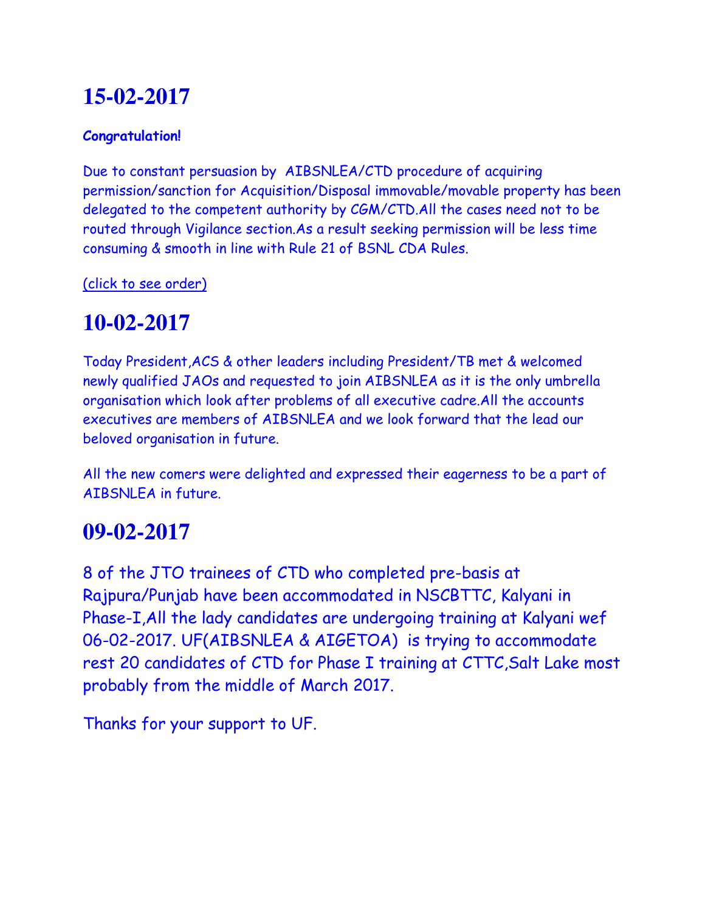# 15-02-2017

**Congratulation!**

Due to constant persuasion by AIBSNLEA/CTD procedure of acquiring permission/sanction for Acquisition/Disposal immovable/movable property has been delegated to the competent authority by CGM/CTD.All the cases need not to be routed through Vigilance section.As a result seeking permission will be less time consuming & smooth in line with Rule 21 of BSNL CDA Rules.

(click to see order)

# 10-02-2017

Today President,ACS & other leaders including President/TB met & welcomed newly qualified JAOs and requested to join AIBSNLEA as it is the only umbrella organisation which look after problems of all executive cadre.All the accounts executives are members of AIBSNLEA and we look forward that the lead our beloved organisation in future.

All the new comers were delighted and expressed their eagerness to be a part of AIBSNLEA in future.

# 09-02-2017

8 of the JTO trainees of CTD who completed pre-basis at Rajpura/Punjab have been accommodated in NSCBTTC, Kalyani in Phase-I,All the lady candidates are undergoing training at Kalyani wef 06-02-2017. UF(AIBSNLEA & AIGETOA) is trying to accommodate rest 20 candidates of CTD for Phase I training at CTTC,Salt Lake most probably from the middle of March 2017.

Thanks for your support to UF.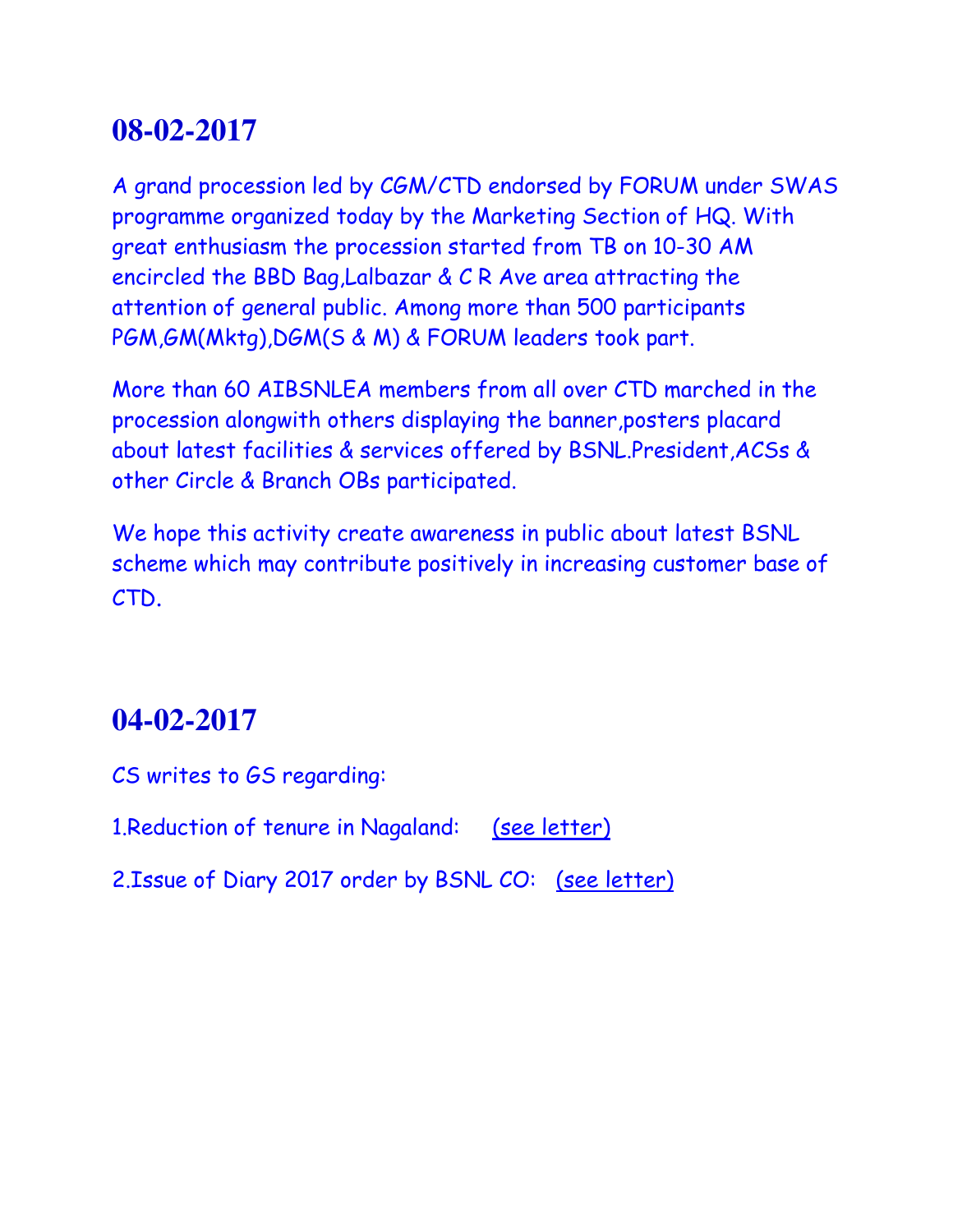## 08-02-2017

A grand procession led by CGM/CTD endorsed by FORUM under SWAS programme organized today by the Marketing Section of HQ. With great enthusiasm the procession started from TB on 10-30 AM encircled the BBD Bag,Lalbazar & C R Ave area attracting the attention of general public. Among more than 500 participants PGM,GM(Mktg),DGM(S & M) & FORUM leaders took part.

More than 60 AIBSNLEA members from all over CTD marched in the procession alongwith others displaying the banner,posters placard about latest facilities & services offered by BSNL.President,ACSs & other Circle & Branch OBs participated.

We hope this activity create awareness in public about latest BSNL scheme which may contribute positively in increasing customer base of CTD.

## 04-02-2017

CS writes to GS regarding:

1.Reduction of tenure in Nagaland: (see letter)

2.Issue of Diary 2017 order by BSNL CO: (see letter)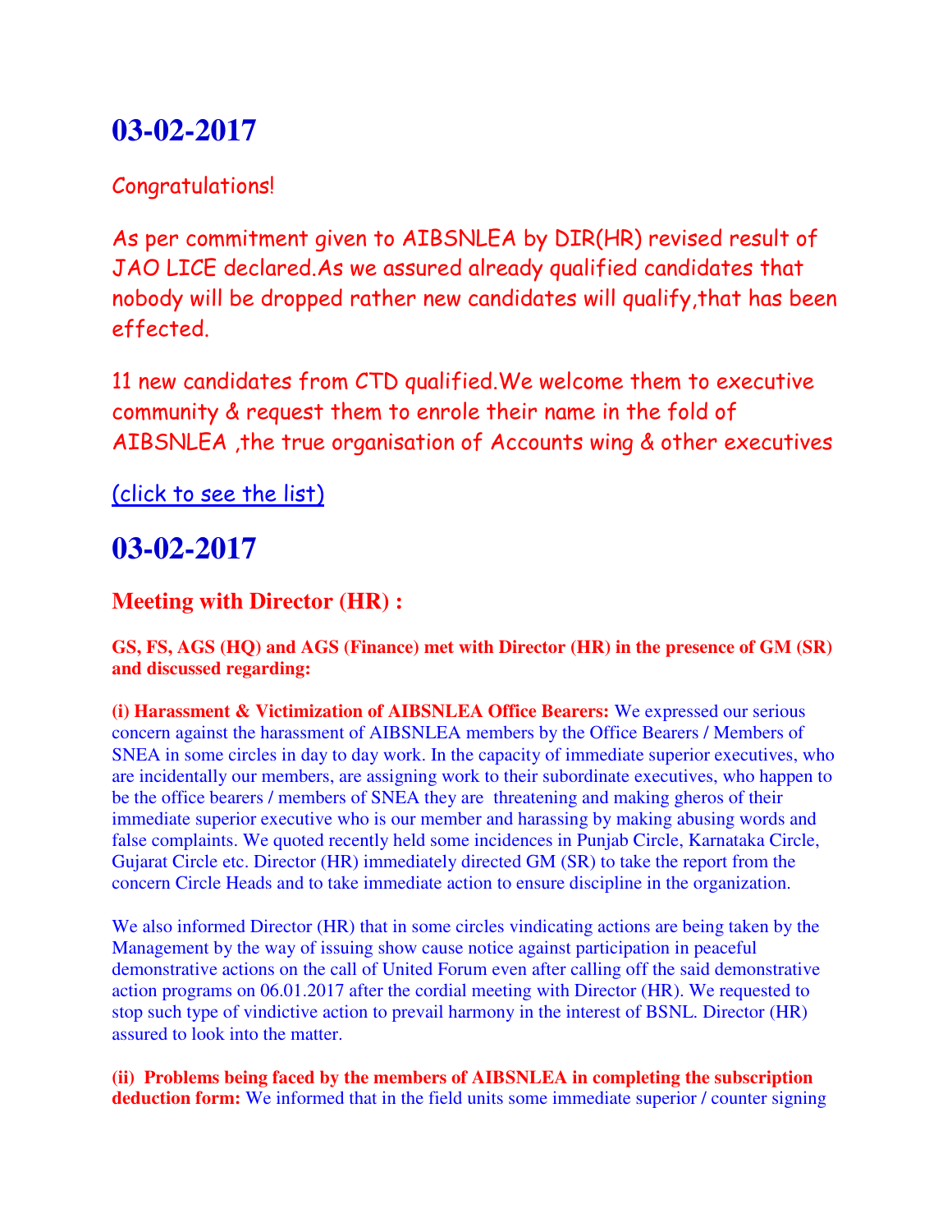# 03-02-2017

Congratulations!

As per commitment given to AIBSNLEA by DIR(HR) revised result of JAO LICE declared.As we assured already qualified candidates that nobody will be dropped rather new candidates will qualify,that has been effected.

11 new candidates from CTD qualified.We welcome them to executive community & request them to enrole their name in the fold of AIBSNLEA ,the true organisation of Accounts wing & other executives

(click to see the list)

# 03-02-2017

## Meeting with Director (HR) :

**GS, FS, AGS (HQ) and AGS (Finance) met with Director (HR) in the presence of GM (SR) and discussed regarding:**

**(i) Harassment & Victimization of AIBSNLEA Office Bearers:** We expressed our serious concern against the harassment of AIBSNLEA members by the Office Bearers / Members of SNEA in some circles in day to day work. In the capacity of immediate superior executives, who are incidentally our members, are assigning work to their subordinate executives, who happen to be the office bearers / members of SNEA they are threatening and making gheros of their immediate superior executive who is our member and harassing by making abusing words and false complaints. We quoted recently held some incidences in Punjab Circle, Karnataka Circle, Gujarat Circle etc. Director (HR) immediately directed GM (SR) to take the report from the concern Circle Heads and to take immediate action to ensure discipline in the organization.

We also informed Director (HR) that in some circles vindicating actions are being taken by the Management by the way of issuing show cause notice against participation in peaceful demonstrative actions on the call of United Forum even after calling off the said demonstrative action programs on 06.01.2017 after the cordial meeting with Director (HR). We requested to stop such type of vindictive action to prevail harmony in the interest of BSNL. Director (HR) assured to look into the matter.

**(ii) Problems being faced by the members of AIBSNLEA in completing the subscription deduction form:** We informed that in the field units some immediate superior / counter signing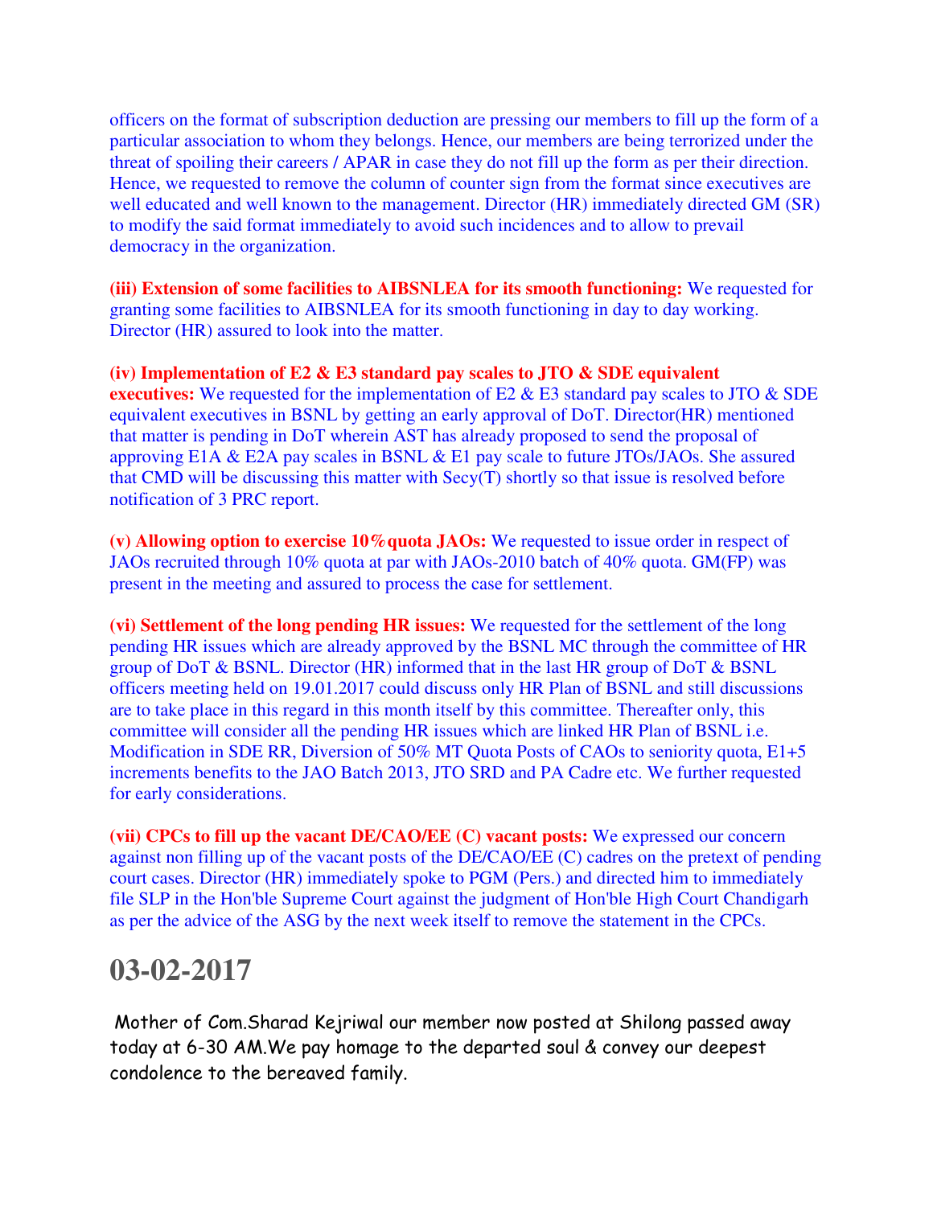officers on the format of subscription deduction are pressing our members to fill up the form of a particular association to whom they belongs. Hence, our members are being terrorized under the threat of spoiling their careers / APAR in case they do not fill up the form as per their direction. Hence, we requested to remove the column of counter sign from the format since executives are well educated and well known to the management. Director (HR) immediately directed GM (SR) to modify the said format immediately to avoid such incidences and to allow to prevail democracy in the organization.

**(iii) Extension of some facilities to AIBSNLEA for its smooth functioning:** We requested for granting some facilities to AIBSNLEA for its smooth functioning in day to day working. Director (HR) assured to look into the matter.

**(iv) Implementation of E2 & E3 standard pay scales to JTO & SDE equivalent executives:** We requested for the implementation of E2 & E3 standard pay scales to JTO & SDE equivalent executives in BSNL by getting an early approval of DoT. Director(HR) mentioned that matter is pending in DoT wherein AST has already proposed to send the proposal of approving E1A & E2A pay scales in BSNL & E1 pay scale to future JTOs/JAOs. She assured that CMD will be discussing this matter with Secy(T) shortly so that issue is resolved before notification of 3 PRC report.

**(v) Allowing option to exercise 10%quota JAOs:** We requested to issue order in respect of JAOs recruited through 10% quota at par with JAOs-2010 batch of 40% quota. GM(FP) was present in the meeting and assured to process the case for settlement.

**(vi) Settlement of the long pending HR issues:** We requested for the settlement of the long pending HR issues which are already approved by the BSNL MC through the committee of HR group of DoT & BSNL. Director (HR) informed that in the last HR group of DoT & BSNL officers meeting held on 19.01.2017 could discuss only HR Plan of BSNL and still discussions are to take place in this regard in this month itself by this committee. Thereafter only, this committee will consider all the pending HR issues which are linked HR Plan of BSNL i.e. Modification in SDE RR, Diversion of 50% MT Quota Posts of CAOs to seniority quota, E1+5 increments benefits to the JAO Batch 2013, JTO SRD and PA Cadre etc. We further requested for early considerations.

**(vii) CPCs to fill up the vacant DE/CAO/EE (C) vacant posts:** We expressed our concern against non filling up of the vacant posts of the DE/CAO/EE (C) cadres on the pretext of pending court cases. Director (HR) immediately spoke to PGM (Pers.) and directed him to immediately file SLP in the Hon'ble Supreme Court against the judgment of Hon'ble High Court Chandigarh as per the advice of the ASG by the next week itself to remove the statement in the CPCs.

# 03-02-2017

Mother of Com.Sharad Kejriwal our member now posted at Shilong passed away today at 6-30 AM.We pay homage to the departed soul & convey our deepest condolence to the bereaved family.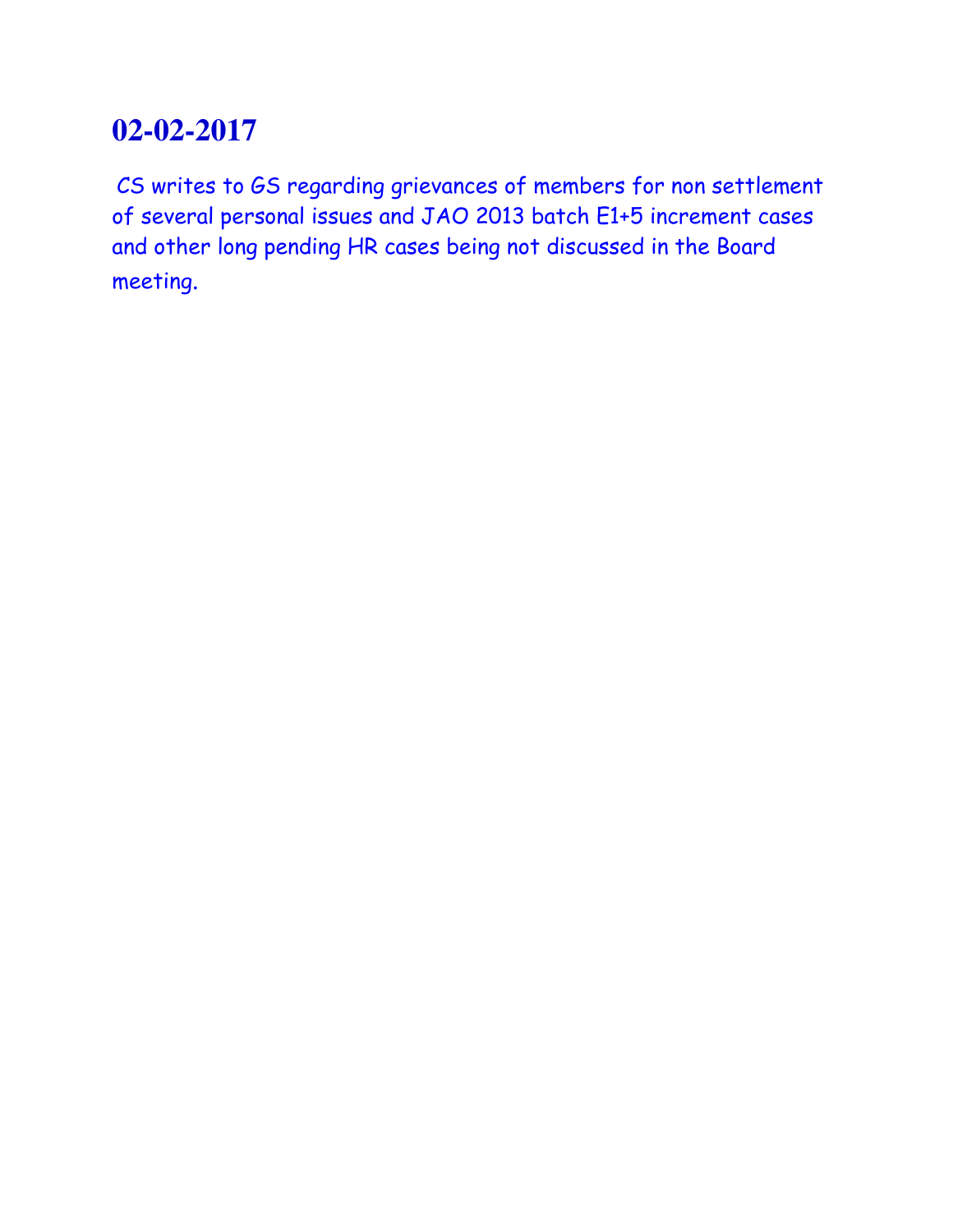## 02-02-2017

CS writes to GS regarding grievances of members for non settlement of several personal issues and JAO 2013 batch E1+5 increment cases and other long pending HR cases being not discussed in the Board meeting.